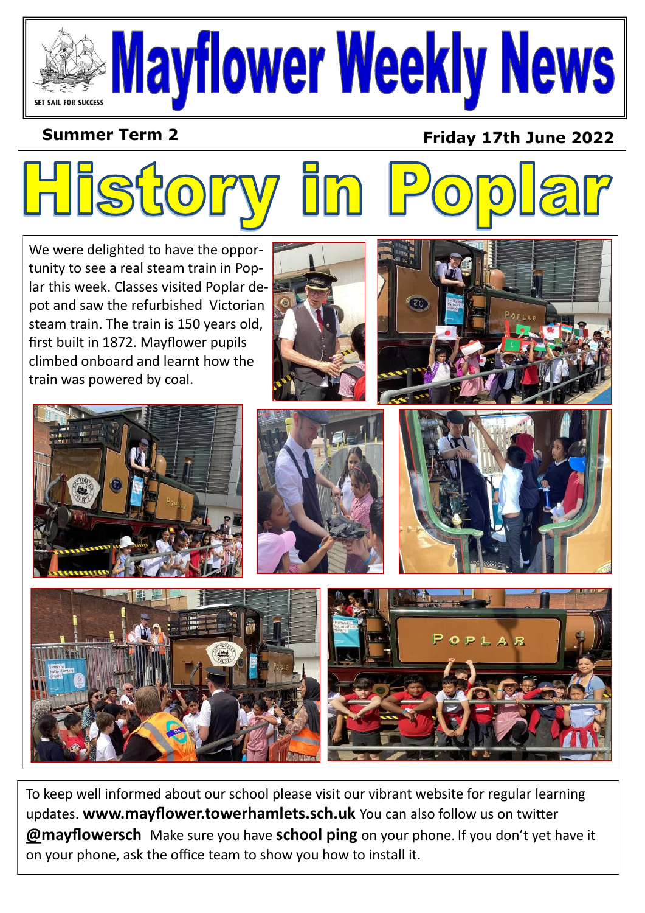# Mayflower Weekly News

SET SAIL FOR SUCCESS

**Summer Term 2** **Friday 17th June 2022**

## History in Poplar

We were delighted to have the opportunity to see a real steam train in Poplar this week. Classes visited Poplar depot and saw the refurbished Victorian steam train. The train is 150 years old, first built in 1872. Mayflower pupils climbed onboard and learnt how the train was powered by coal.

To keep well informed about our school please visit our vibrant website for regular learning updates. **www.mayflower.towerhamlets.sch.uk** You can also follow us on twitter **@mayflowersch** Make sure you have **school ping** on your phone. If you don't yet have it on your phone, ask the office team to show you how to install it.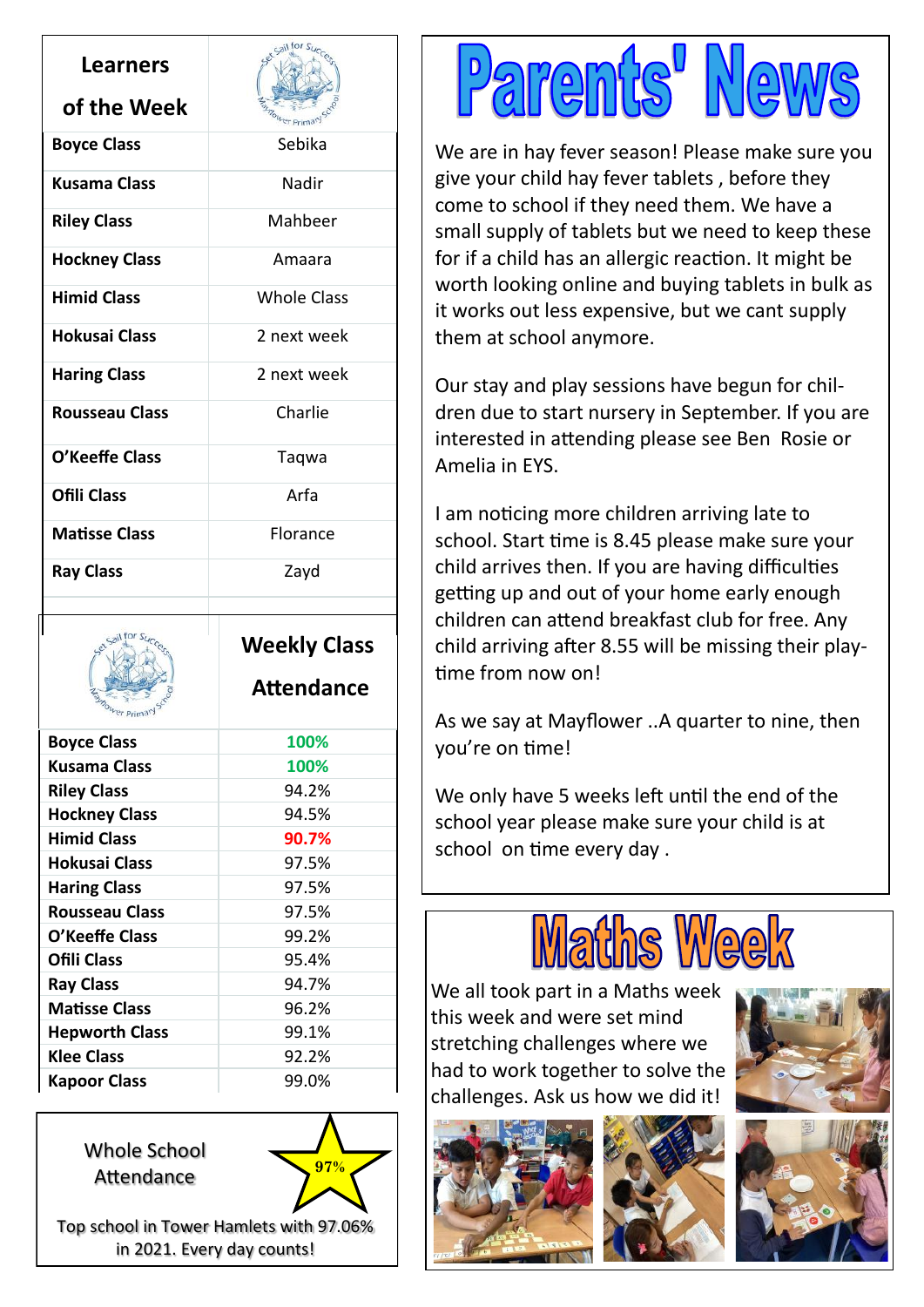## Learners of the Week

| | |
|---|---|
| Boyce Class | Sebika |
| Kusama Class | Nadir |
| Riley Class | Mahbeer |
| Hockney Class | Amaara |
| Himid Class | Whole Class |
| Hokusai Class | 2 next week |
| Haring Class | 2 next week |
| Rousseau Class | Charlie |
| O'Keeffe Class | Taqwa |
| Ofili Class | Arfa |
| Matisse Class | Florance |
| Ray Class | Zayd |

## Weekly Class Attendance

| | |
|---|---|
| Boyce Class | 100% |
| Kusama Class | 100% |
| Riley Class | 94.2% |
| Hockney Class | 94.5% |
| Himid Class | 90.7% |
| Hokusai Class | 97.5% |
| Haring Class | 97.5% |
| Rousseau Class | 97.5% |
| O'Keeffe Class | 99.2% |
| Ofili Class | 95.4% |
| Ray Class | 94.7% |
| Matisse Class | 96.2% |
| Hepworth Class | 99.1% |
| Klee Class | 92.2% |
| Kapoor Class | 99.0% |

Whole School Attendance

97%

Top school in Tower Hamlets with 97.06% in 2021. Every day counts!

# Parents' News

We are in hay fever season! Please make sure you give your child hay fever tablets , before they come to school if they need them. We have a small supply of tablets but we need to keep these for if a child has an allergic reaction. It might be worth looking online and buying tablets in bulk as it works out less expensive, but we cant supply them at school anymore.

Our stay and play sessions have begun for children due to start nursery in September. If you are interested in attending please see Ben Rosie or Amelia in EYS.

I am noticing more children arriving late to school. Start time is 8.45 please make sure your child arrives then. If you are having difficulties getting up and out of your home early enough children can attend breakfast club for free. Any child arriving after 8.55 will be missing their playtime from now on!

As we say at Mayflower ..A quarter to nine, then you're on time!

We only have 5 weeks left until the end of the school year please make sure your child is at school on time every day .

# Maths Week

We all took part in a Maths week this week and were set mind stretching challenges where we had to work together to solve the challenges. Ask us how we did it!